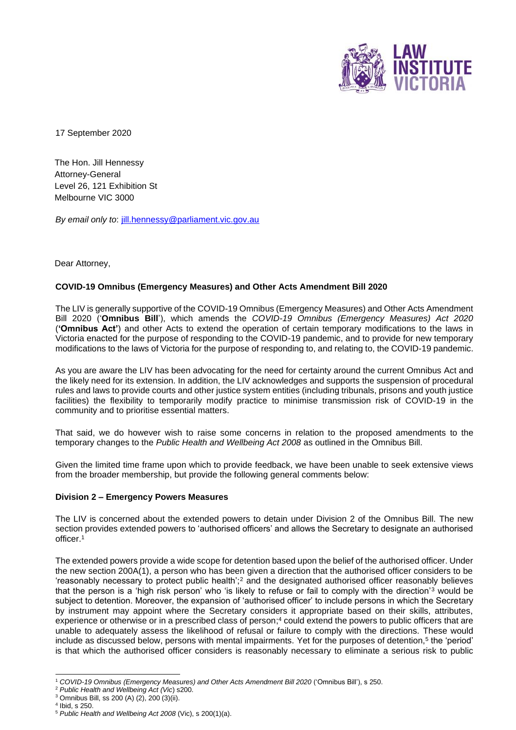17 September 2020

The Hon. Jill Hennessy
Attorney-General
Level 26, 121 Exhibition St
Melbourne VIC 3000

*By email only to*: jill.hennessy@parliament.vic.gov.au

Dear Attorney,

**COVID-19 Omnibus (Emergency Measures) and Other Acts Amendment Bill 2020**

The LIV is generally supportive of the COVID-19 Omnibus (Emergency Measures) and Other Acts Amendment Bill 2020 ('**Omnibus Bill**'), which amends the *COVID-19 Omnibus (Emergency Measures) Act 2020* (**'Omnibus Act'**) and other Acts to extend the operation of certain temporary modifications to the laws in Victoria enacted for the purpose of responding to the COVID-19 pandemic, and to provide for new temporary modifications to the laws of Victoria for the purpose of responding to, and relating to, the COVID-19 pandemic.

As you are aware the LIV has been advocating for the need for certainty around the current Omnibus Act and the likely need for its extension. In addition, the LIV acknowledges and supports the suspension of procedural rules and laws to provide courts and other justice system entities (including tribunals, prisons and youth justice facilities) the flexibility to temporarily modify practice to minimise transmission risk of COVID-19 in the community and to prioritise essential matters.

That said, we do however wish to raise some concerns in relation to the proposed amendments to the temporary changes to the *Public Health and Wellbeing Act 2008* as outlined in the Omnibus Bill.

Given the limited time frame upon which to provide feedback, we have been unable to seek extensive views from the broader membership, but provide the following general comments below:

**Division 2 – Emergency Powers Measures**

The LIV is concerned about the extended powers to detain under Division 2 of the Omnibus Bill. The new section provides extended powers to 'authorised officers' and allows the Secretary to designate an authorised officer.[1]

The extended powers provide a wide scope for detention based upon the belief of the authorised officer. Under the new section 200A(1), a person who has been given a direction that the authorised officer considers to be 'reasonably necessary to protect public health';[2] and the designated authorised officer reasonably believes that the person is a 'high risk person' who 'is likely to refuse or fail to comply with the direction'[3] would be subject to detention. Moreover, the expansion of 'authorised officer' to include persons in which the Secretary by instrument may appoint where the Secretary considers it appropriate based on their skills, attributes, experience or otherwise or in a prescribed class of person;[4] could extend the powers to public officers that are unable to adequately assess the likelihood of refusal or failure to comply with the directions. These would include as discussed below, persons with mental impairments. Yet for the purposes of detention,[5] the 'period' is that which the authorised officer considers is reasonably necessary to eliminate a serious risk to public

---

[1] *COVID-19 Omnibus (Emergency Measures) and Other Acts Amendment Bill 2020* ('Omnibus Bill'), s 250.

[2] *Public Health and Wellbeing Act (Vic)* s200.

[3] Omnibus Bill, ss 200 (A) (2), 200 (3)(ii).

[4] Ibid, s 250.

[5] *Public Health and Wellbeing Act 2008* (Vic), s 200(1)(a).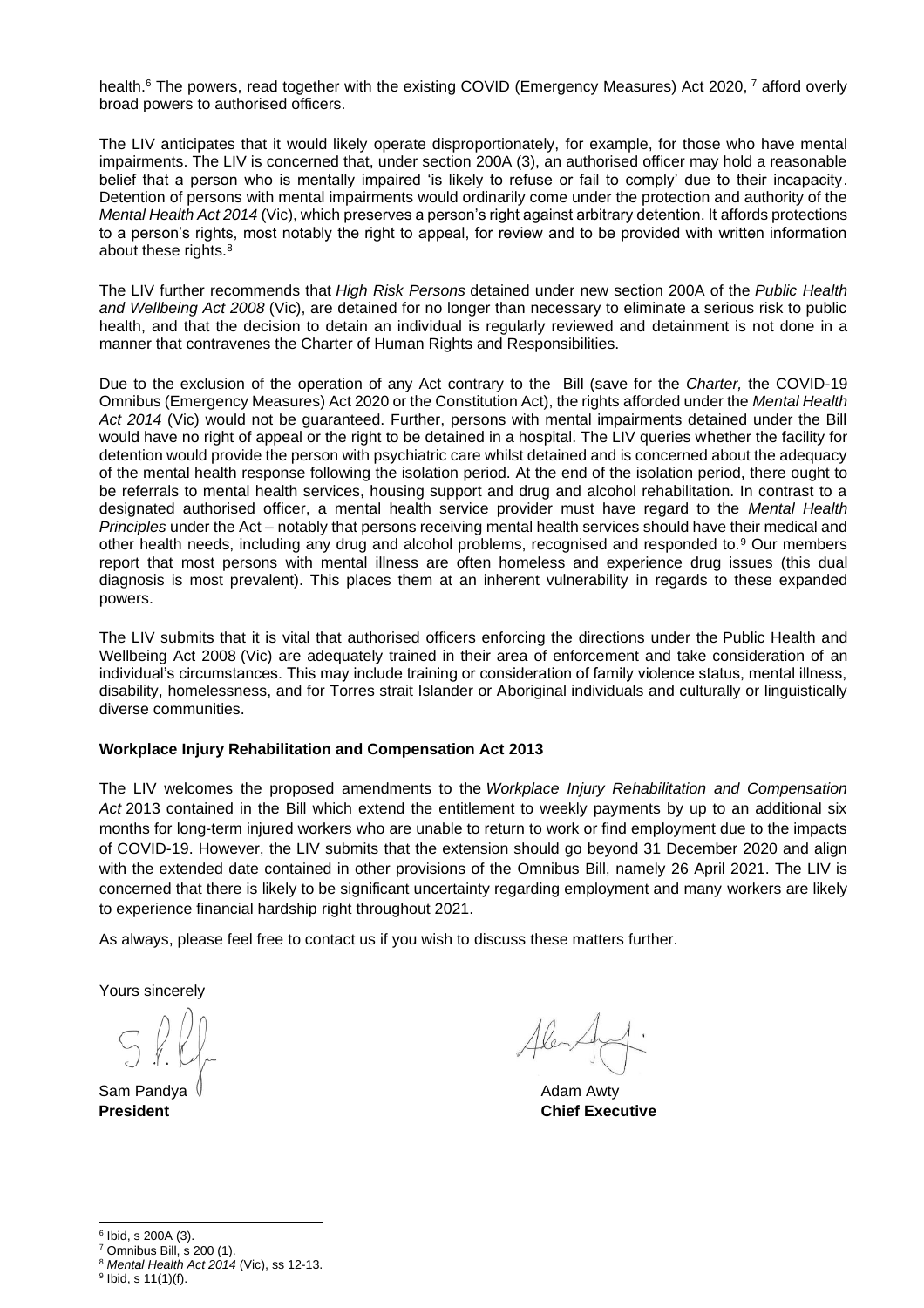health.[6] The powers, read together with the existing COVID (Emergency Measures) Act 2020, [7] afford overly broad powers to authorised officers.

The LIV anticipates that it would likely operate disproportionately, for example, for those who have mental impairments. The LIV is concerned that, under section 200A (3), an authorised officer may hold a reasonable belief that a person who is mentally impaired 'is likely to refuse or fail to comply' due to their incapacity. Detention of persons with mental impairments would ordinarily come under the protection and authority of the *Mental Health Act 2014* (Vic), which preserves a person's right against arbitrary detention. It affords protections to a person's rights, most notably the right to appeal, for review and to be provided with written information about these rights.[8]

The LIV further recommends that *High Risk Persons* detained under new section 200A of the *Public Health and Wellbeing Act 2008* (Vic), are detained for no longer than necessary to eliminate a serious risk to public health, and that the decision to detain an individual is regularly reviewed and detainment is not done in a manner that contravenes the Charter of Human Rights and Responsibilities.

Due to the exclusion of the operation of any Act contrary to the Bill (save for the *Charter,* the COVID-19 Omnibus (Emergency Measures) Act 2020 or the Constitution Act), the rights afforded under the *Mental Health Act 2014* (Vic) would not be guaranteed. Further, persons with mental impairments detained under the Bill would have no right of appeal or the right to be detained in a hospital. The LIV queries whether the facility for detention would provide the person with psychiatric care whilst detained and is concerned about the adequacy of the mental health response following the isolation period. At the end of the isolation period, there ought to be referrals to mental health services, housing support and drug and alcohol rehabilitation. In contrast to a designated authorised officer, a mental health service provider must have regard to the *Mental Health Principles* under the Act – notably that persons receiving mental health services should have their medical and other health needs, including any drug and alcohol problems, recognised and responded to.[9] Our members report that most persons with mental illness are often homeless and experience drug issues (this dual diagnosis is most prevalent). This places them at an inherent vulnerability in regards to these expanded powers.

The LIV submits that it is vital that authorised officers enforcing the directions under the Public Health and Wellbeing Act 2008 (Vic) are adequately trained in their area of enforcement and take consideration of an individual's circumstances. This may include training or consideration of family violence status, mental illness, disability, homelessness, and for Torres strait Islander or Aboriginal individuals and culturally or linguistically diverse communities.

**Workplace Injury Rehabilitation and Compensation Act 2013**

The LIV welcomes the proposed amendments to the *Workplace Injury Rehabilitation and Compensation Act* 2013 contained in the Bill which extend the entitlement to weekly payments by up to an additional six months for long-term injured workers who are unable to return to work or find employment due to the impacts of COVID-19. However, the LIV submits that the extension should go beyond 31 December 2020 and align with the extended date contained in other provisions of the Omnibus Bill, namely 26 April 2021. The LIV is concerned that there is likely to be significant uncertainty regarding employment and many workers are likely to experience financial hardship right throughout 2021.

As always, please feel free to contact us if you wish to discuss these matters further.

Yours sincerely

Sam Pandya
**President**

Adam Awty
**Chief Executive**

---

[6] Ibid, s 200A (3).
[7] Omnibus Bill, s 200 (1).
[8] *Mental Health Act 2014* (Vic), ss 12-13.
[9] Ibid, s 11(1)(f).